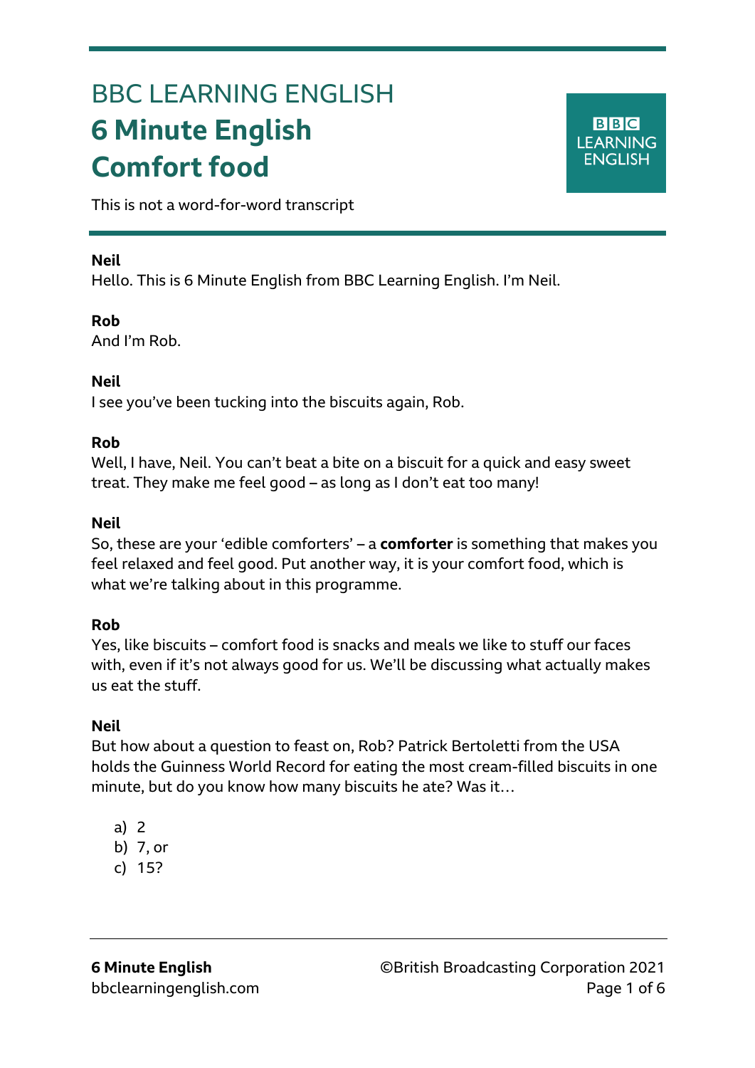# BBC LEARNING ENGLISH

# 6 Minute English
# Comfort food

This is not a word-for-word transcript

**Neil**
Hello. This is 6 Minute English from BBC Learning English. I'm Neil.

**Rob**
And I'm Rob.

**Neil**
I see you've been tucking into the biscuits again, Rob.

**Rob**
Well, I have, Neil. You can't beat a bite on a biscuit for a quick and easy sweet treat. They make me feel good – as long as I don't eat too many!

**Neil**
So, these are your 'edible comforters' – a **comforter** is something that makes you feel relaxed and feel good. Put another way, it is your comfort food, which is what we're talking about in this programme.

**Rob**
Yes, like biscuits – comfort food is snacks and meals we like to stuff our faces with, even if it's not always good for us. We'll be discussing what actually makes us eat the stuff.

**Neil**
But how about a question to feast on, Rob? Patrick Bertoletti from the USA holds the Guinness World Record for eating the most cream-filled biscuits in one minute, but do you know how many biscuits he ate? Was it…

a) 2
b) 7, or
c) 15?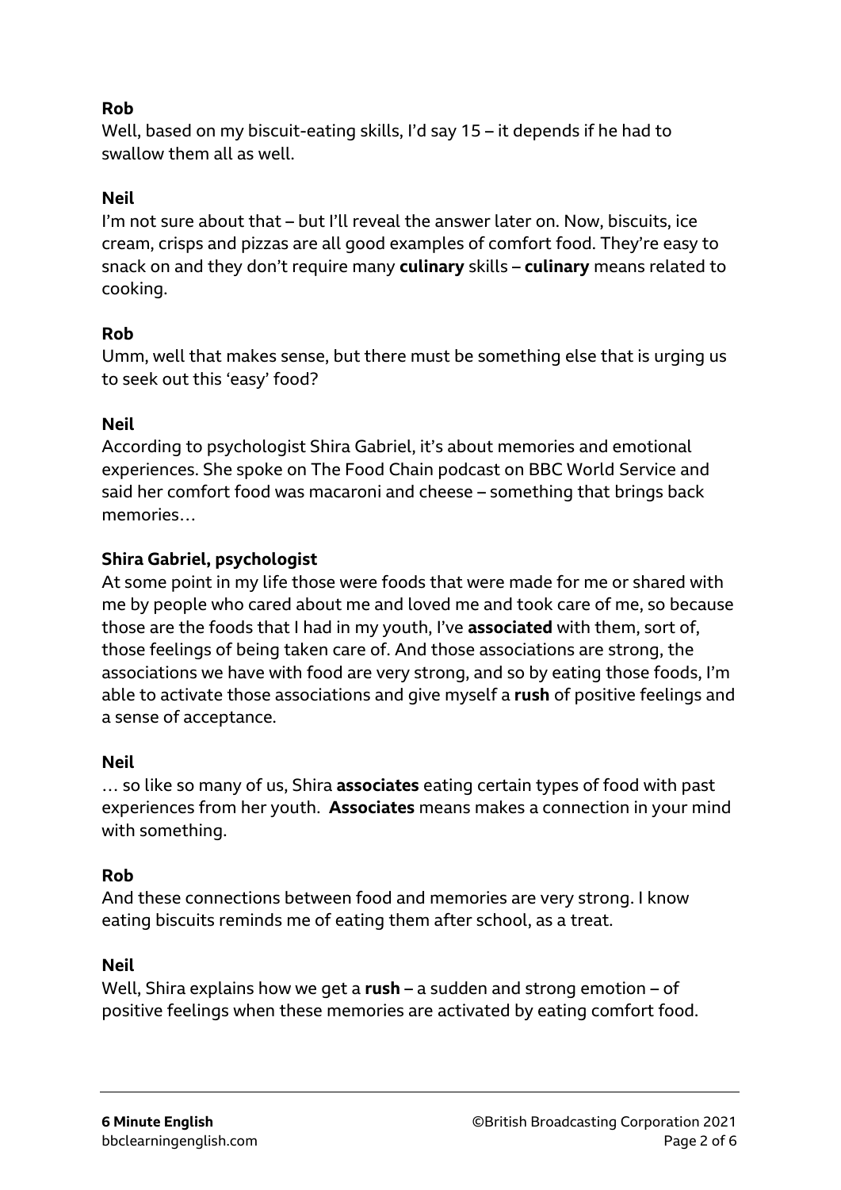**Rob**

Well, based on my biscuit-eating skills, I'd say 15 – it depends if he had to swallow them all as well.

**Neil**

I'm not sure about that – but I'll reveal the answer later on. Now, biscuits, ice cream, crisps and pizzas are all good examples of comfort food. They're easy to snack on and they don't require many **culinary** skills – **culinary** means related to cooking.

**Rob**

Umm, well that makes sense, but there must be something else that is urging us to seek out this 'easy' food?

**Neil**

According to psychologist Shira Gabriel, it's about memories and emotional experiences. She spoke on The Food Chain podcast on BBC World Service and said her comfort food was macaroni and cheese – something that brings back memories…

**Shira Gabriel, psychologist**

At some point in my life those were foods that were made for me or shared with me by people who cared about me and loved me and took care of me, so because those are the foods that I had in my youth, I've **associated** with them, sort of, those feelings of being taken care of. And those associations are strong, the associations we have with food are very strong, and so by eating those foods, I'm able to activate those associations and give myself a **rush** of positive feelings and a sense of acceptance.

**Neil**

… so like so many of us, Shira **associates** eating certain types of food with past experiences from her youth. **Associates** means makes a connection in your mind with something.

**Rob**

And these connections between food and memories are very strong. I know eating biscuits reminds me of eating them after school, as a treat.

**Neil**

Well, Shira explains how we get a **rush** – a sudden and strong emotion – of positive feelings when these memories are activated by eating comfort food.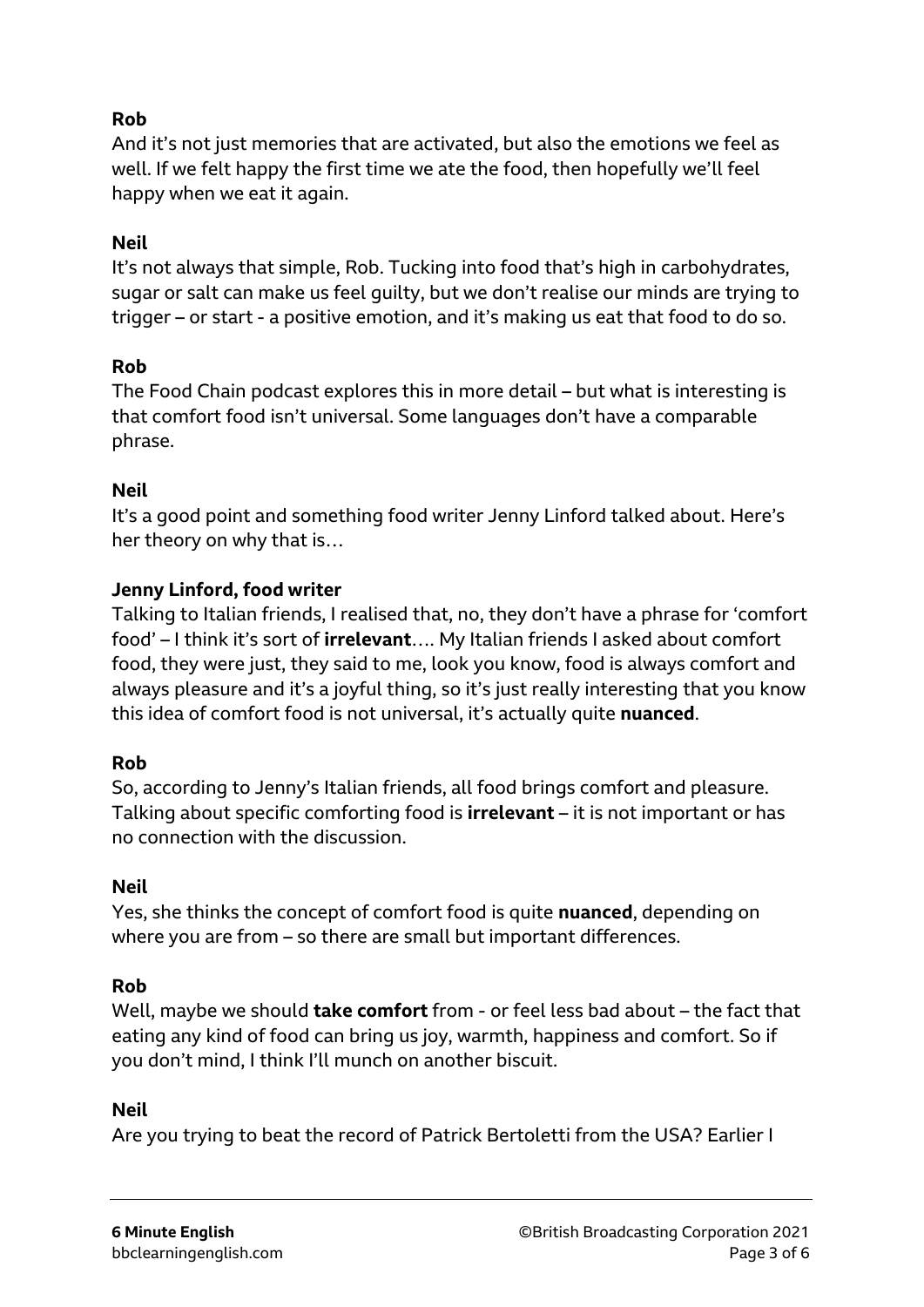**Rob**
And it's not just memories that are activated, but also the emotions we feel as well. If we felt happy the first time we ate the food, then hopefully we'll feel happy when we eat it again.

**Neil**
It's not always that simple, Rob. Tucking into food that's high in carbohydrates, sugar or salt can make us feel guilty, but we don't realise our minds are trying to trigger – or start - a positive emotion, and it's making us eat that food to do so.

**Rob**
The Food Chain podcast explores this in more detail – but what is interesting is that comfort food isn't universal. Some languages don't have a comparable phrase.

**Neil**
It's a good point and something food writer Jenny Linford talked about. Here's her theory on why that is…

**Jenny Linford, food writer**
Talking to Italian friends, I realised that, no, they don't have a phrase for 'comfort food' – I think it's sort of **irrelevant**…. My Italian friends I asked about comfort food, they were just, they said to me, look you know, food is always comfort and always pleasure and it's a joyful thing, so it's just really interesting that you know this idea of comfort food is not universal, it's actually quite **nuanced**.

**Rob**
So, according to Jenny's Italian friends, all food brings comfort and pleasure. Talking about specific comforting food is **irrelevant** – it is not important or has no connection with the discussion.

**Neil**
Yes, she thinks the concept of comfort food is quite **nuanced**, depending on where you are from – so there are small but important differences.

**Rob**
Well, maybe we should **take comfort** from - or feel less bad about – the fact that eating any kind of food can bring us joy, warmth, happiness and comfort. So if you don't mind, I think I'll munch on another biscuit.

**Neil**
Are you trying to beat the record of Patrick Bertoletti from the USA? Earlier I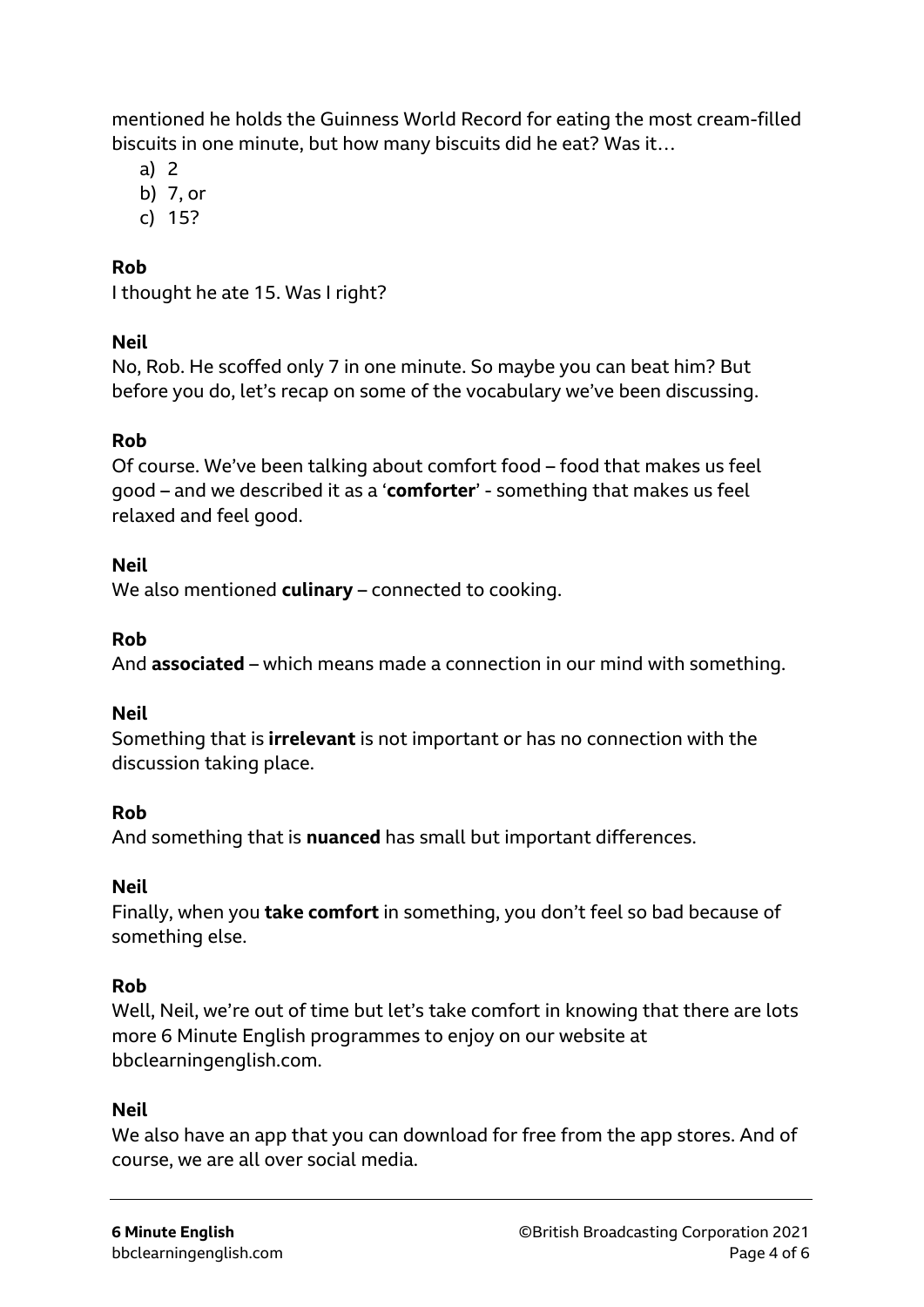mentioned he holds the Guinness World Record for eating the most cream-filled biscuits in one minute, but how many biscuits did he eat? Was it…

a) 2
b) 7, or
c) 15?

**Rob**
I thought he ate 15. Was I right?

**Neil**
No, Rob. He scoffed only 7 in one minute. So maybe you can beat him? But before you do, let's recap on some of the vocabulary we've been discussing.

**Rob**
Of course. We've been talking about comfort food – food that makes us feel good – and we described it as a '**comforter**' - something that makes us feel relaxed and feel good.

**Neil**
We also mentioned **culinary** – connected to cooking.

**Rob**
And **associated** – which means made a connection in our mind with something.

**Neil**
Something that is **irrelevant** is not important or has no connection with the discussion taking place.

**Rob**
And something that is **nuanced** has small but important differences.

**Neil**
Finally, when you **take comfort** in something, you don't feel so bad because of something else.

**Rob**
Well, Neil, we're out of time but let's take comfort in knowing that there are lots more 6 Minute English programmes to enjoy on our website at bbclearningenglish.com.

**Neil**
We also have an app that you can download for free from the app stores. And of course, we are all over social media.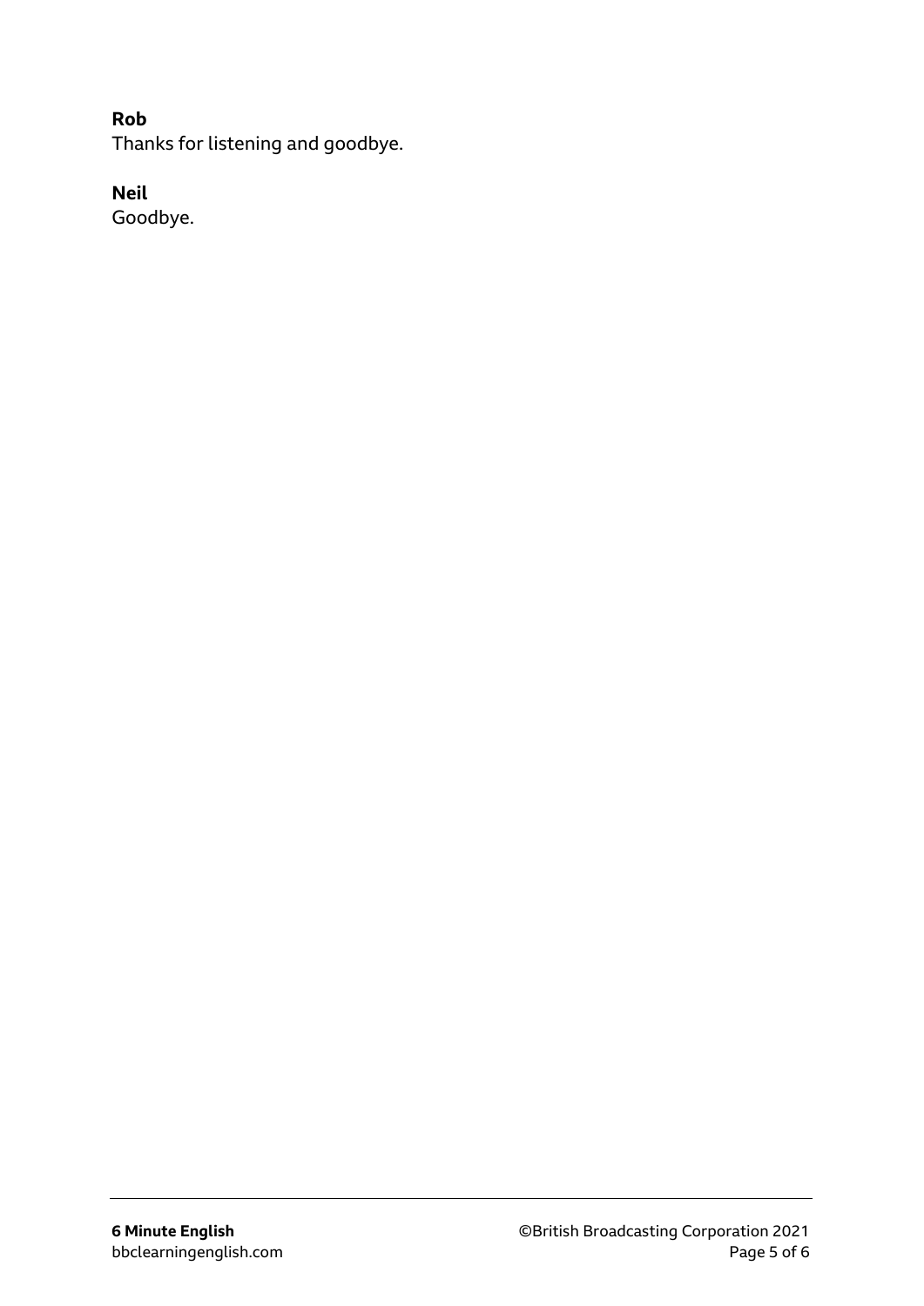**Rob**
Thanks for listening and goodbye.

**Neil**
Goodbye.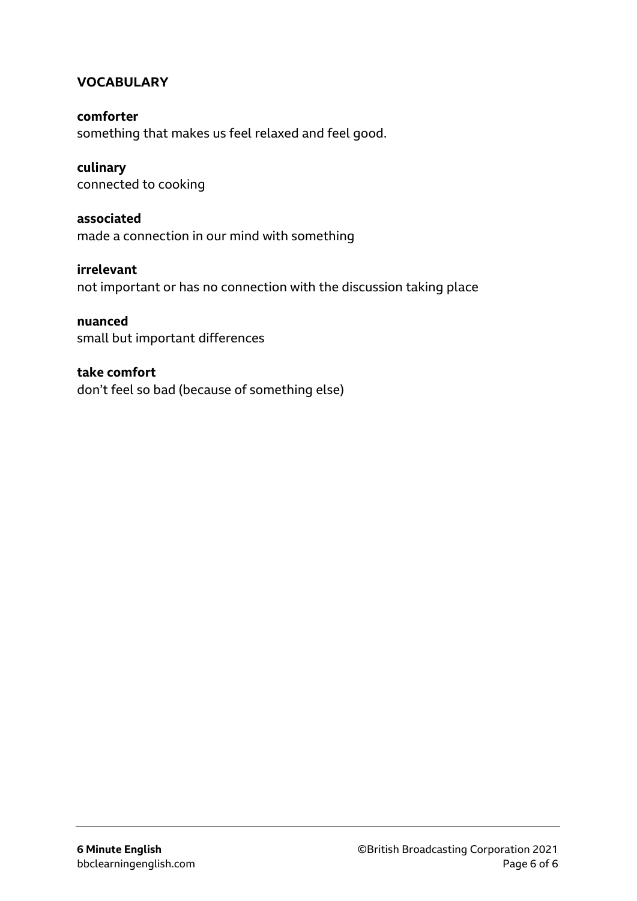## VOCABULARY

**comforter**
something that makes us feel relaxed and feel good.

**culinary**
connected to cooking

**associated**
made a connection in our mind with something

**irrelevant**
not important or has no connection with the discussion taking place

**nuanced**
small but important differences

**take comfort**
don't feel so bad (because of something else)